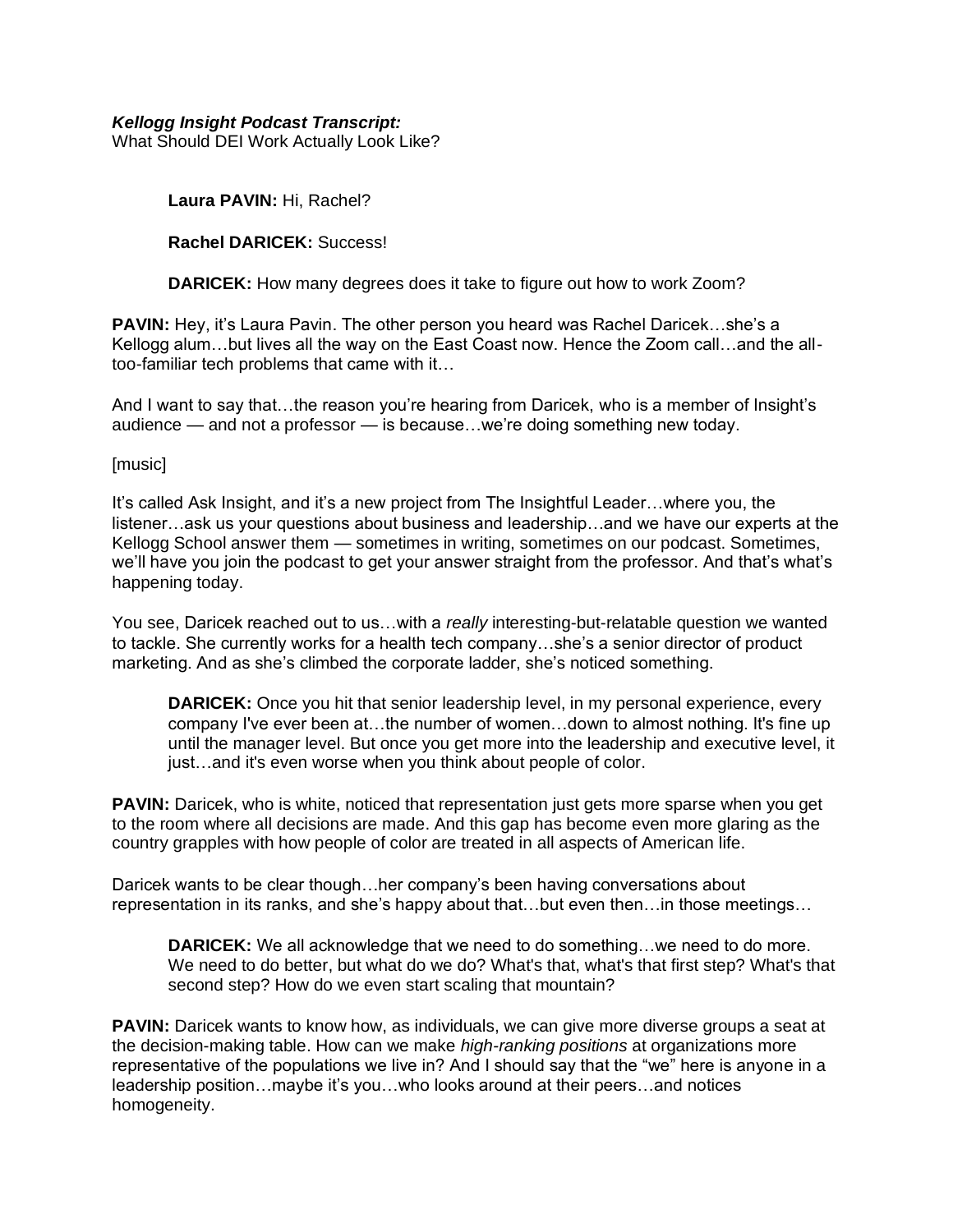***Kellogg Insight Podcast Transcript:***
What Should DEI Work Actually Look Like?

> **Laura PAVIN:** Hi, Rachel?
>
> **Rachel DARICEK:** Success!
>
> **DARICEK:** How many degrees does it take to figure out how to work Zoom?

**PAVIN:** Hey, it's Laura Pavin. The other person you heard was Rachel Daricek…she's a Kellogg alum…but lives all the way on the East Coast now. Hence the Zoom call…and the all-too-familiar tech problems that came with it…

And I want to say that…the reason you're hearing from Daricek, who is a member of Insight's audience — and not a professor — is because…we're doing something new today.

[music]

It's called Ask Insight, and it's a new project from The Insightful Leader…where you, the listener…ask us your questions about business and leadership…and we have our experts at the Kellogg School answer them — sometimes in writing, sometimes on our podcast. Sometimes, we'll have you join the podcast to get your answer straight from the professor. And that's what's happening today.

You see, Daricek reached out to us…with a *really* interesting-but-relatable question we wanted to tackle. She currently works for a health tech company…she's a senior director of product marketing. And as she's climbed the corporate ladder, she's noticed something.

> **DARICEK:** Once you hit that senior leadership level, in my personal experience, every company I've ever been at…the number of women…down to almost nothing. It's fine up until the manager level. But once you get more into the leadership and executive level, it just…and it's even worse when you think about people of color.

**PAVIN:** Daricek, who is white, noticed that representation just gets more sparse when you get to the room where all decisions are made. And this gap has become even more glaring as the country grapples with how people of color are treated in all aspects of American life.

Daricek wants to be clear though…her company's been having conversations about representation in its ranks, and she's happy about that…but even then…in those meetings…

> **DARICEK:** We all acknowledge that we need to do something…we need to do more. We need to do better, but what do we do? What's that, what's that first step? What's that second step? How do we even start scaling that mountain?

**PAVIN:** Daricek wants to know how, as individuals, we can give more diverse groups a seat at the decision-making table. How can we make *high-ranking positions* at organizations more representative of the populations we live in? And I should say that the "we" here is anyone in a leadership position…maybe it's you…who looks around at their peers…and notices homogeneity.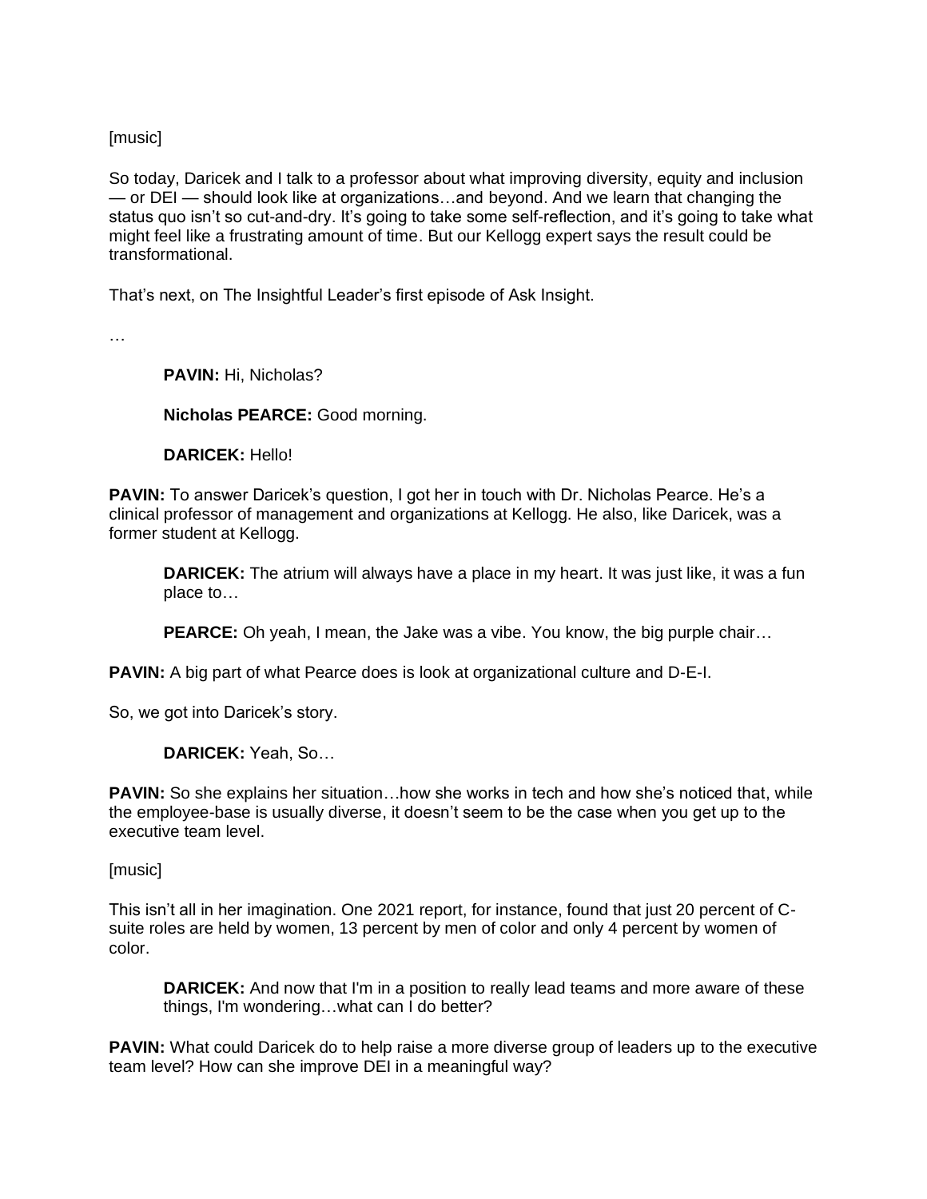[music]

So today, Daricek and I talk to a professor about what improving diversity, equity and inclusion — or DEI — should look like at organizations…and beyond. And we learn that changing the status quo isn't so cut-and-dry. It's going to take some self-reflection, and it's going to take what might feel like a frustrating amount of time. But our Kellogg expert says the result could be transformational.

That's next, on The Insightful Leader's first episode of Ask Insight.

…

> **PAVIN:** Hi, Nicholas?
>
> **Nicholas PEARCE:** Good morning.
>
> **DARICEK:** Hello!

**PAVIN:** To answer Daricek's question, I got her in touch with Dr. Nicholas Pearce. He's a clinical professor of management and organizations at Kellogg. He also, like Daricek, was a former student at Kellogg.

> **DARICEK:** The atrium will always have a place in my heart. It was just like, it was a fun place to…
>
> **PEARCE:** Oh yeah, I mean, the Jake was a vibe. You know, the big purple chair…

**PAVIN:** A big part of what Pearce does is look at organizational culture and D-E-I.

So, we got into Daricek's story.

> **DARICEK:** Yeah, So…

**PAVIN:** So she explains her situation…how she works in tech and how she's noticed that, while the employee-base is usually diverse, it doesn't seem to be the case when you get up to the executive team level.

[music]

This isn't all in her imagination. One 2021 report, for instance, found that just 20 percent of C-suite roles are held by women, 13 percent by men of color and only 4 percent by women of color.

> **DARICEK:** And now that I'm in a position to really lead teams and more aware of these things, I'm wondering…what can I do better?

**PAVIN:** What could Daricek do to help raise a more diverse group of leaders up to the executive team level? How can she improve DEI in a meaningful way?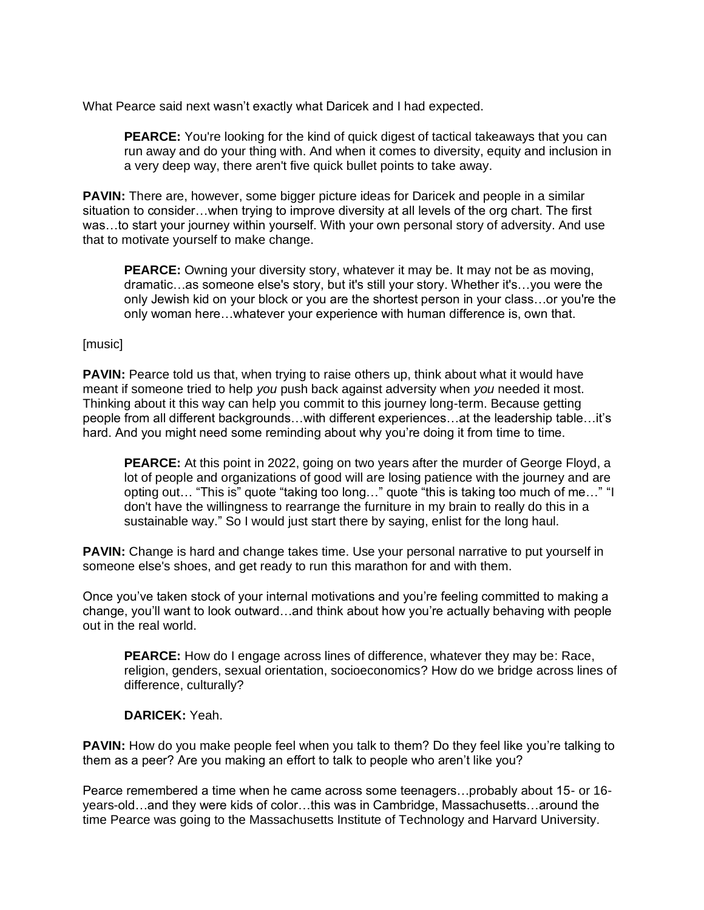What Pearce said next wasn't exactly what Daricek and I had expected.

> **PEARCE:** You're looking for the kind of quick digest of tactical takeaways that you can run away and do your thing with. And when it comes to diversity, equity and inclusion in a very deep way, there aren't five quick bullet points to take away.

**PAVIN:** There are, however, some bigger picture ideas for Daricek and people in a similar situation to consider…when trying to improve diversity at all levels of the org chart. The first was…to start your journey within yourself. With your own personal story of adversity. And use that to motivate yourself to make change.

> **PEARCE:** Owning your diversity story, whatever it may be. It may not be as moving, dramatic…as someone else's story, but it's still your story. Whether it's…you were the only Jewish kid on your block or you are the shortest person in your class…or you're the only woman here…whatever your experience with human difference is, own that.

[music]

**PAVIN:** Pearce told us that, when trying to raise others up, think about what it would have meant if someone tried to help *you* push back against adversity when *you* needed it most. Thinking about it this way can help you commit to this journey long-term. Because getting people from all different backgrounds…with different experiences…at the leadership table…it's hard. And you might need some reminding about why you're doing it from time to time.

> **PEARCE:** At this point in 2022, going on two years after the murder of George Floyd, a lot of people and organizations of good will are losing patience with the journey and are opting out… "This is" quote "taking too long…" quote "this is taking too much of me…" "I don't have the willingness to rearrange the furniture in my brain to really do this in a sustainable way." So I would just start there by saying, enlist for the long haul.

**PAVIN:** Change is hard and change takes time. Use your personal narrative to put yourself in someone else's shoes, and get ready to run this marathon for and with them.

Once you've taken stock of your internal motivations and you're feeling committed to making a change, you'll want to look outward…and think about how you're actually behaving with people out in the real world.

> **PEARCE:** How do I engage across lines of difference, whatever they may be: Race, religion, genders, sexual orientation, socioeconomics? How do we bridge across lines of difference, culturally?
>
> **DARICEK:** Yeah.

**PAVIN:** How do you make people feel when you talk to them? Do they feel like you're talking to them as a peer? Are you making an effort to talk to people who aren't like you?

Pearce remembered a time when he came across some teenagers…probably about 15- or 16-years-old…and they were kids of color…this was in Cambridge, Massachusetts…around the time Pearce was going to the Massachusetts Institute of Technology and Harvard University.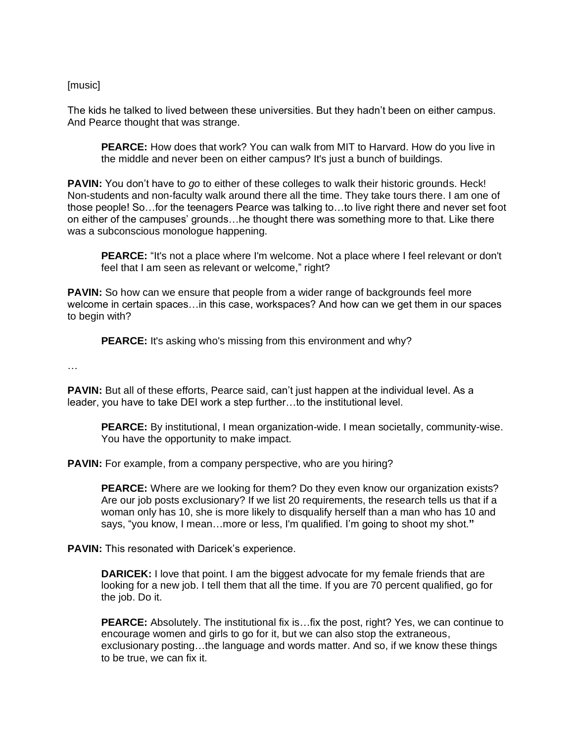[music]

The kids he talked to lived between these universities. But they hadn't been on either campus. And Pearce thought that was strange.

> **PEARCE:** How does that work? You can walk from MIT to Harvard. How do you live in the middle and never been on either campus? It's just a bunch of buildings.

**PAVIN:** You don't have to *go* to either of these colleges to walk their historic grounds. Heck! Non-students and non-faculty walk around there all the time. They take tours there. I am one of those people! So…for the teenagers Pearce was talking to…to live right there and never set foot on either of the campuses' grounds…he thought there was something more to that. Like there was a subconscious monologue happening.

> **PEARCE:** "It's not a place where I'm welcome. Not a place where I feel relevant or don't feel that I am seen as relevant or welcome," right?

**PAVIN:** So how can we ensure that people from a wider range of backgrounds feel more welcome in certain spaces…in this case, workspaces? And how can we get them in our spaces to begin with?

> **PEARCE:** It's asking who's missing from this environment and why?

…

**PAVIN:** But all of these efforts, Pearce said, can't just happen at the individual level. As a leader, you have to take DEI work a step further…to the institutional level.

> **PEARCE:** By institutional, I mean organization-wide. I mean societally, community-wise. You have the opportunity to make impact.

**PAVIN:** For example, from a company perspective, who are you hiring?

> **PEARCE:** Where are we looking for them? Do they even know our organization exists? Are our job posts exclusionary? If we list 20 requirements, the research tells us that if a woman only has 10, she is more likely to disqualify herself than a man who has 10 and says, "you know, I mean…more or less, I'm qualified. I'm going to shoot my shot."

**PAVIN:** This resonated with Daricek's experience.

> **DARICEK:** I love that point. I am the biggest advocate for my female friends that are looking for a new job. I tell them that all the time. If you are 70 percent qualified, go for the job. Do it.
>
> **PEARCE:** Absolutely. The institutional fix is…fix the post, right? Yes, we can continue to encourage women and girls to go for it, but we can also stop the extraneous, exclusionary posting…the language and words matter. And so, if we know these things to be true, we can fix it.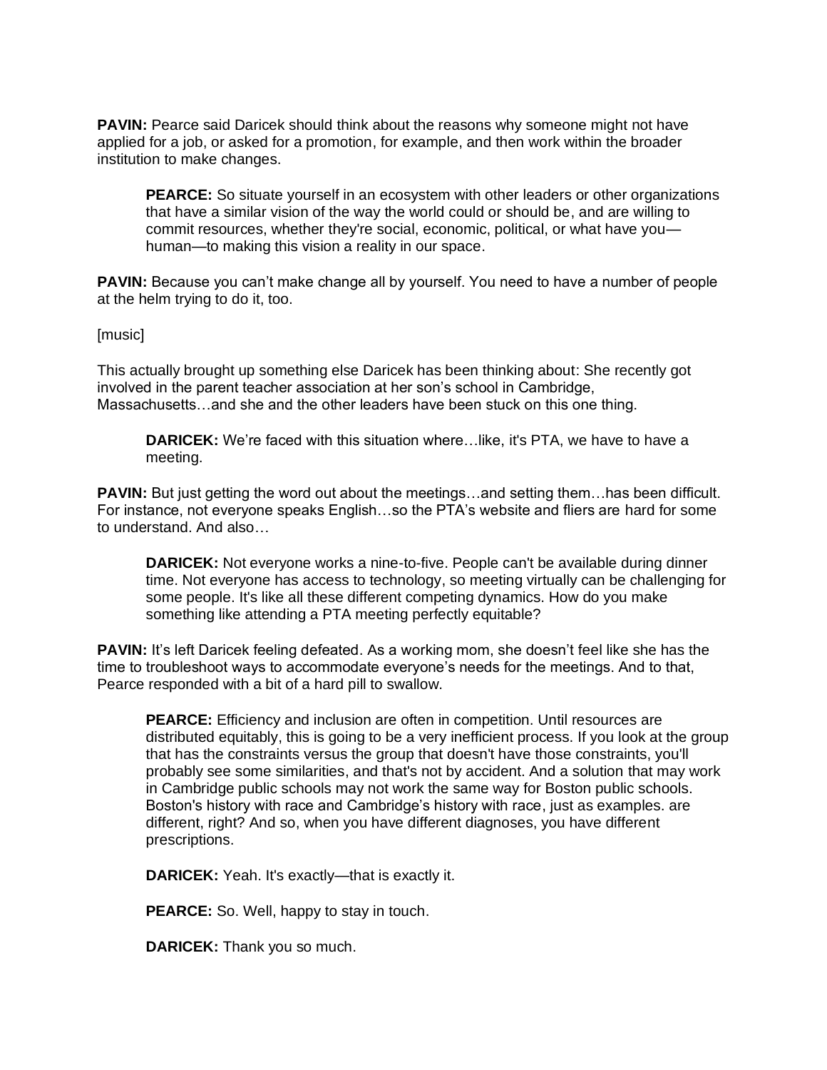**PAVIN:** Pearce said Daricek should think about the reasons why someone might not have applied for a job, or asked for a promotion, for example, and then work within the broader institution to make changes.

> **PEARCE:** So situate yourself in an ecosystem with other leaders or other organizations that have a similar vision of the way the world could or should be, and are willing to commit resources, whether they're social, economic, political, or what have you—human—to making this vision a reality in our space.

**PAVIN:** Because you can't make change all by yourself. You need to have a number of people at the helm trying to do it, too.

[music]

This actually brought up something else Daricek has been thinking about: She recently got involved in the parent teacher association at her son's school in Cambridge, Massachusetts…and she and the other leaders have been stuck on this one thing.

> **DARICEK:** We're faced with this situation where…like, it's PTA, we have to have a meeting.

**PAVIN:** But just getting the word out about the meetings…and setting them…has been difficult. For instance, not everyone speaks English…so the PTA's website and fliers are hard for some to understand. And also…

> **DARICEK:** Not everyone works a nine-to-five. People can't be available during dinner time. Not everyone has access to technology, so meeting virtually can be challenging for some people. It's like all these different competing dynamics. How do you make something like attending a PTA meeting perfectly equitable?

**PAVIN:** It's left Daricek feeling defeated. As a working mom, she doesn't feel like she has the time to troubleshoot ways to accommodate everyone's needs for the meetings. And to that, Pearce responded with a bit of a hard pill to swallow.

> **PEARCE:** Efficiency and inclusion are often in competition. Until resources are distributed equitably, this is going to be a very inefficient process. If you look at the group that has the constraints versus the group that doesn't have those constraints, you'll probably see some similarities, and that's not by accident. And a solution that may work in Cambridge public schools may not work the same way for Boston public schools. Boston's history with race and Cambridge's history with race, just as examples. are different, right? And so, when you have different diagnoses, you have different prescriptions.
>
> **DARICEK:** Yeah. It's exactly—that is exactly it.
>
> **PEARCE:** So. Well, happy to stay in touch.
>
> **DARICEK:** Thank you so much.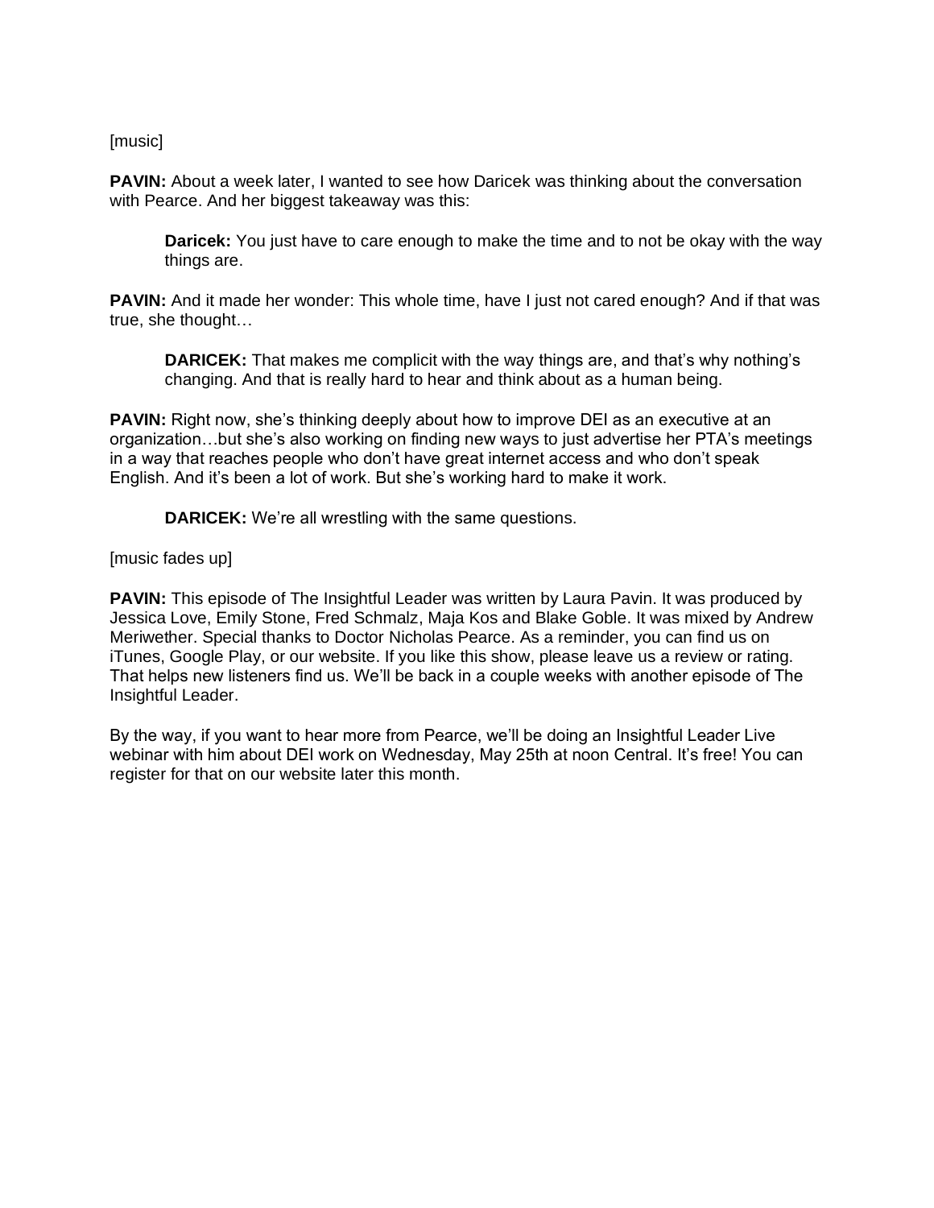[music]

**PAVIN:** About a week later, I wanted to see how Daricek was thinking about the conversation with Pearce. And her biggest takeaway was this:

> **Daricek:** You just have to care enough to make the time and to not be okay with the way things are.

**PAVIN:** And it made her wonder: This whole time, have I just not cared enough? And if that was true, she thought…

> **DARICEK:** That makes me complicit with the way things are, and that's why nothing's changing. And that is really hard to hear and think about as a human being.

**PAVIN:** Right now, she's thinking deeply about how to improve DEI as an executive at an organization…but she's also working on finding new ways to just advertise her PTA's meetings in a way that reaches people who don't have great internet access and who don't speak English. And it's been a lot of work. But she's working hard to make it work.

> **DARICEK:** We're all wrestling with the same questions.

[music fades up]

**PAVIN:** This episode of The Insightful Leader was written by Laura Pavin. It was produced by Jessica Love, Emily Stone, Fred Schmalz, Maja Kos and Blake Goble. It was mixed by Andrew Meriwether. Special thanks to Doctor Nicholas Pearce. As a reminder, you can find us on iTunes, Google Play, or our website. If you like this show, please leave us a review or rating. That helps new listeners find us. We'll be back in a couple weeks with another episode of The Insightful Leader.

By the way, if you want to hear more from Pearce, we'll be doing an Insightful Leader Live webinar with him about DEI work on Wednesday, May 25th at noon Central. It's free! You can register for that on our website later this month.